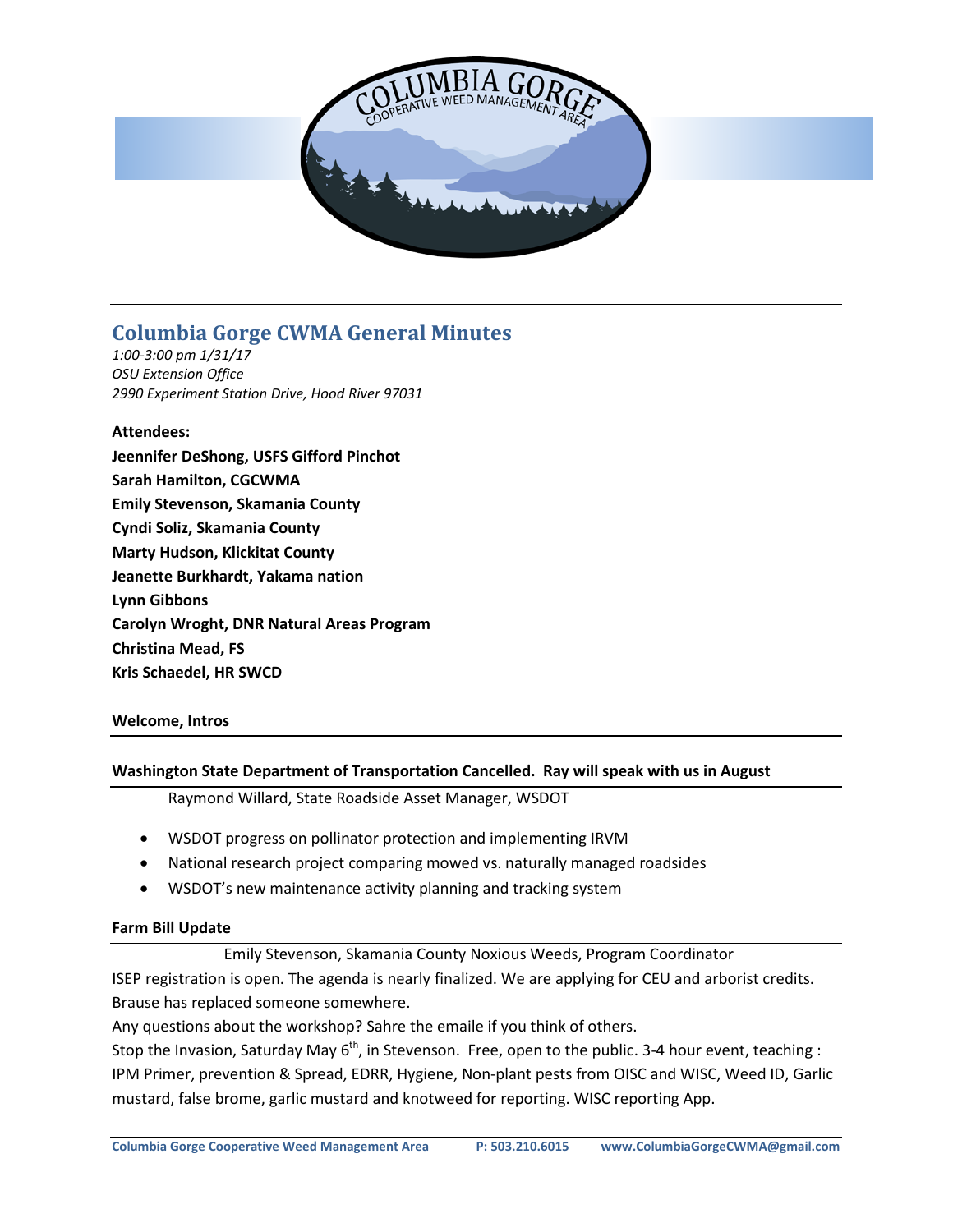## Columbia Gorge CWMA General Minutes

*1:00-3:00 pm 1/31/17*
*OSU Extension Office*
*2990 Experiment Station Drive, Hood River 97031*

**Attendees:**

**Jeennifer DeShong, USFS Gifford Pinchot**
**Sarah Hamilton, CGCWMA**
**Emily Stevenson, Skamania County**
**Cyndi Soliz, Skamania County**
**Marty Hudson, Klickitat County**
**Jeanette Burkhardt, Yakama nation**
**Lynn Gibbons**
**Carolyn Wroght, DNR Natural Areas Program**
**Christina Mead, FS**
**Kris Schaedel, HR SWCD**

**Welcome, Intros**

**Washington State Department of Transportation Cancelled. Ray will speak with us in August**

Raymond Willard, State Roadside Asset Manager, WSDOT

- WSDOT progress on pollinator protection and implementing IRVM
- National research project comparing mowed vs. naturally managed roadsides
- WSDOT's new maintenance activity planning and tracking system

**Farm Bill Update**

Emily Stevenson, Skamania County Noxious Weeds, Program Coordinator

ISEP registration is open. The agenda is nearly finalized. We are applying for CEU and arborist credits. Brause has replaced someone somewhere.

Any questions about the workshop? Sahre the emaile if you think of others.

Stop the Invasion, Saturday May 6th, in Stevenson. Free, open to the public. 3-4 hour event, teaching : IPM Primer, prevention & Spread, EDRR, Hygiene, Non-plant pests from OISC and WISC, Weed ID, Garlic mustard, false brome, garlic mustard and knotweed for reporting. WISC reporting App.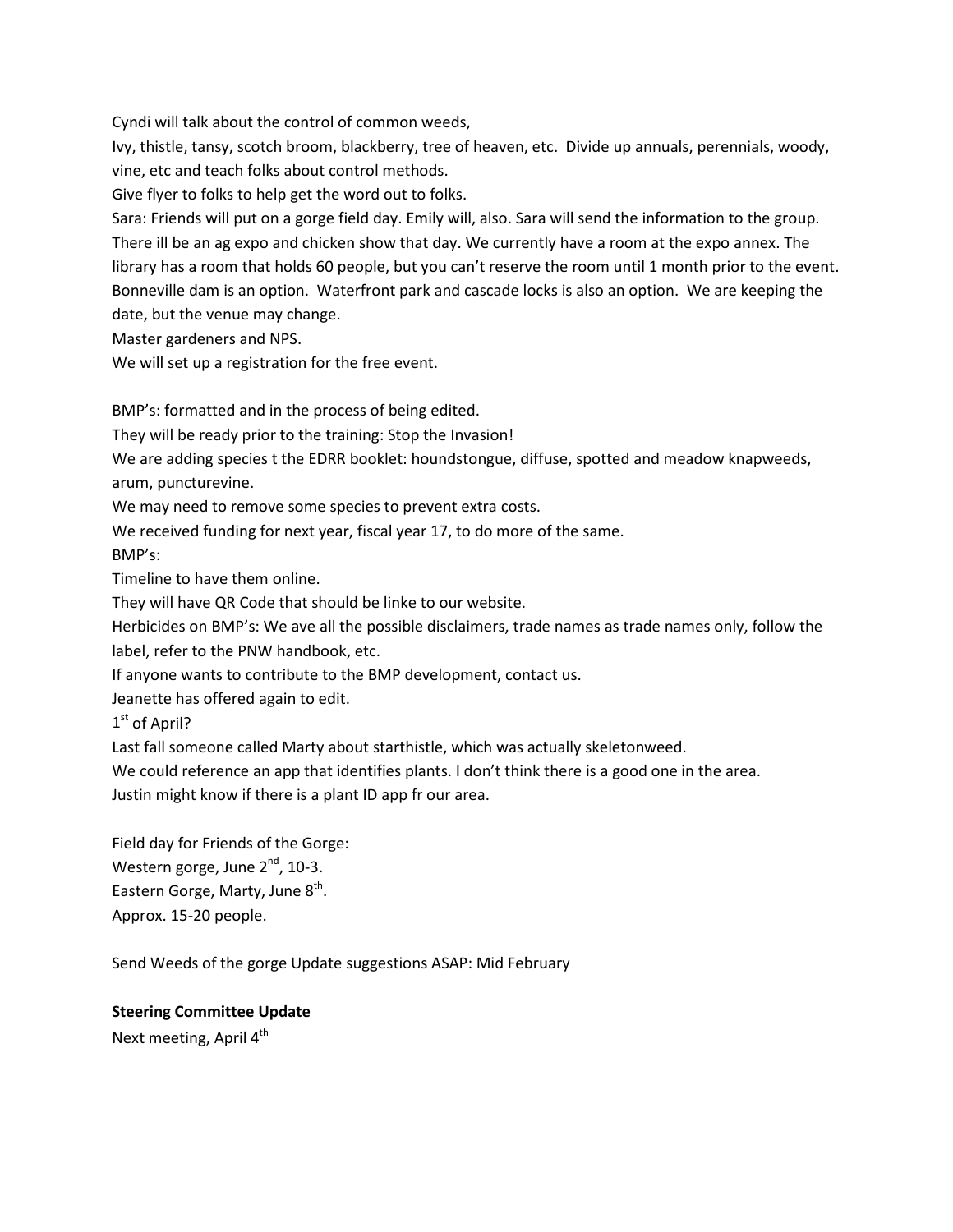Cyndi will talk about the control of common weeds,

Ivy, thistle, tansy, scotch broom, blackberry, tree of heaven, etc. Divide up annuals, perennials, woody, vine, etc and teach folks about control methods.

Give flyer to folks to help get the word out to folks.

Sara: Friends will put on a gorge field day. Emily will, also. Sara will send the information to the group. There ill be an ag expo and chicken show that day. We currently have a room at the expo annex. The library has a room that holds 60 people, but you can't reserve the room until 1 month prior to the event. Bonneville dam is an option. Waterfront park and cascade locks is also an option. We are keeping the date, but the venue may change.

Master gardeners and NPS.

We will set up a registration for the free event.

BMP's: formatted and in the process of being edited.

They will be ready prior to the training: Stop the Invasion!

We are adding species t the EDRR booklet: houndstongue, diffuse, spotted and meadow knapweeds, arum, puncturevine.

We may need to remove some species to prevent extra costs.

We received funding for next year, fiscal year 17, to do more of the same.

BMP's:

Timeline to have them online.

They will have QR Code that should be linke to our website.

Herbicides on BMP's: We ave all the possible disclaimers, trade names as trade names only, follow the label, refer to the PNW handbook, etc.

If anyone wants to contribute to the BMP development, contact us.

Jeanette has offered again to edit.

1st of April?

Last fall someone called Marty about starthistle, which was actually skeletonweed.

We could reference an app that identifies plants. I don't think there is a good one in the area.

Justin might know if there is a plant ID app fr our area.

Field day for Friends of the Gorge:

Western gorge, June 2nd, 10-3.

Eastern Gorge, Marty, June 8th.

Approx. 15-20 people.

Send Weeds of the gorge Update suggestions ASAP: Mid February

**Steering Committee Update**

Next meeting, April 4th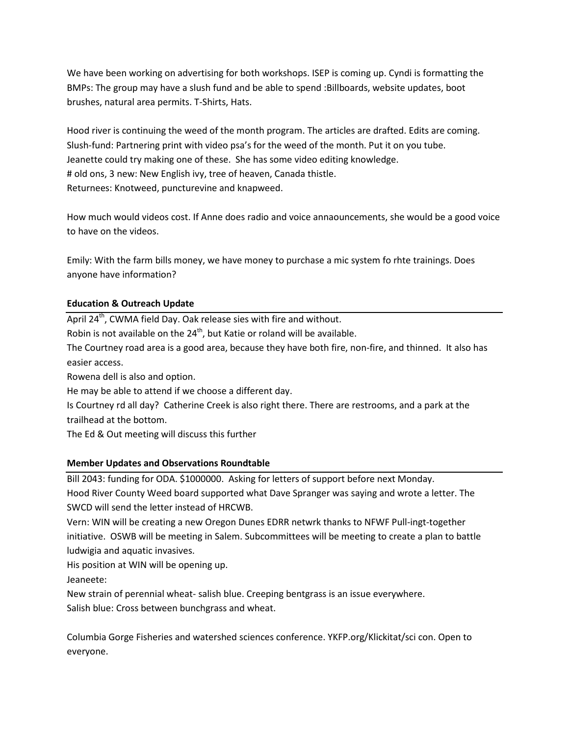We have been working on advertising for both workshops. ISEP is coming up. Cyndi is formatting the BMPs: The group may have a slush fund and be able to spend :Billboards, website updates, boot brushes, natural area permits. T-Shirts, Hats.

Hood river is continuing the weed of the month program. The articles are drafted. Edits are coming.
Slush-fund: Partnering print with video psa's for the weed of the month. Put it on you tube.
Jeanette could try making one of these. She has some video editing knowledge.
# old ons, 3 new: New English ivy, tree of heaven, Canada thistle.
Returnees: Knotweed, puncturevine and knapweed.

How much would videos cost. If Anne does radio and voice annaouncements, she would be a good voice to have on the videos.

Emily: With the farm bills money, we have money to purchase a mic system fo rhte trainings. Does anyone have information?

**Education & Outreach Update**

April 24th, CWMA field Day. Oak release sies with fire and without.
Robin is not available on the 24th, but Katie or roland will be available.
The Courtney road area is a good area, because they have both fire, non-fire, and thinned. It also has easier access.
Rowena dell is also and option.
He may be able to attend if we choose a different day.
Is Courtney rd all day? Catherine Creek is also right there. There are restrooms, and a park at the trailhead at the bottom.
The Ed & Out meeting will discuss this further

**Member Updates and Observations Roundtable**

Bill 2043: funding for ODA. $1000000. Asking for letters of support before next Monday.
Hood River County Weed board supported what Dave Spranger was saying and wrote a letter. The SWCD will send the letter instead of HRCWB.
Vern: WIN will be creating a new Oregon Dunes EDRR netwrk thanks to NFWF Pull-ingt-together initiative. OSWB will be meeting in Salem. Subcommittees will be meeting to create a plan to battle ludwigia and aquatic invasives.
His position at WIN will be opening up.
Jeaneete:
New strain of perennial wheat- salish blue. Creeping bentgrass is an issue everywhere.
Salish blue: Cross between bunchgrass and wheat.

Columbia Gorge Fisheries and watershed sciences conference. YKFP.org/Klickitat/sci con. Open to everyone.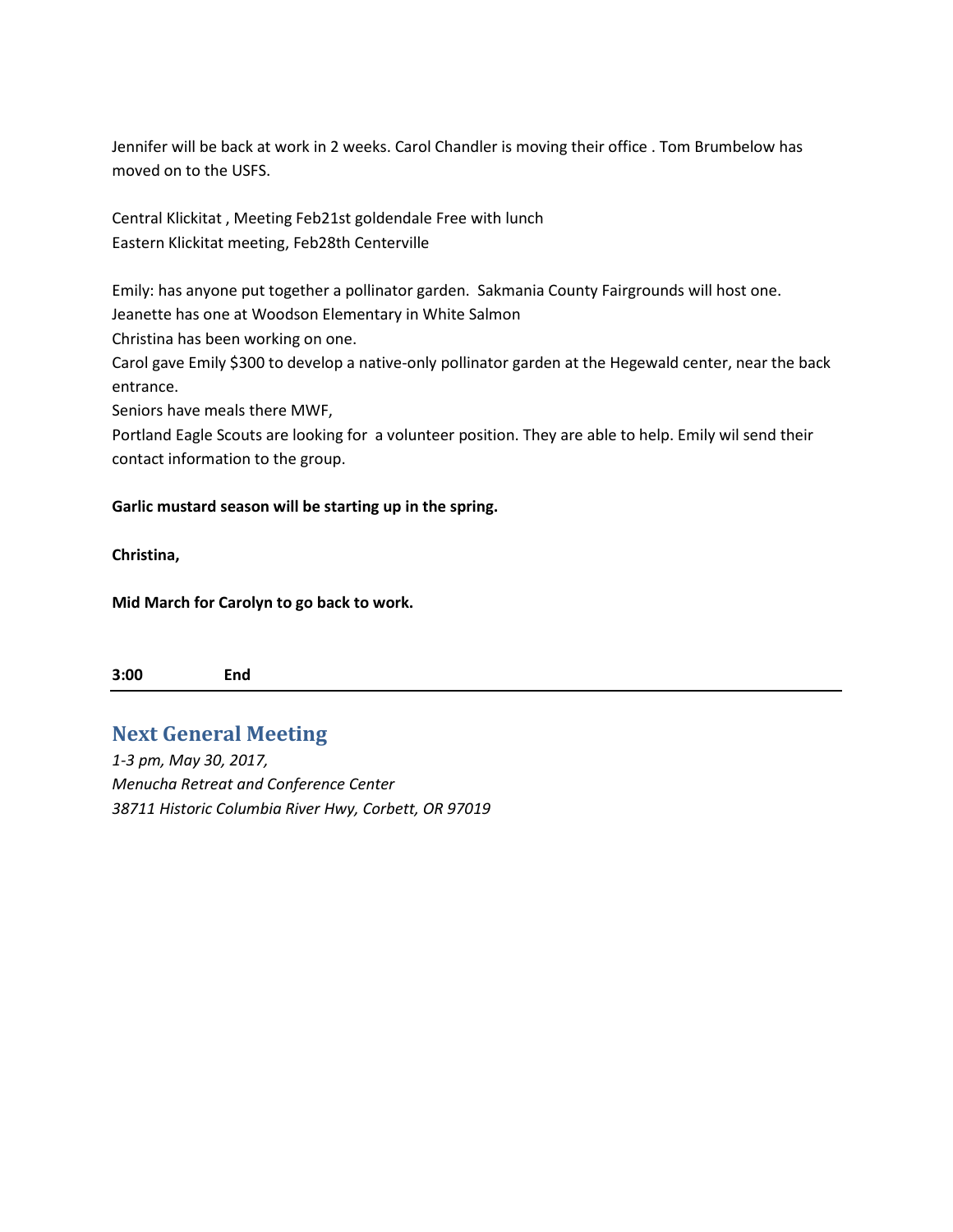Jennifer will be back at work in 2 weeks. Carol Chandler is moving their office . Tom Brumbelow has moved on to the USFS.

Central Klickitat , Meeting Feb21st goldendale Free with lunch
Eastern Klickitat meeting, Feb28th Centerville

Emily: has anyone put together a pollinator garden. Sakmania County Fairgrounds will host one.
Jeanette has one at Woodson Elementary in White Salmon
Christina has been working on one.
Carol gave Emily $300 to develop a native-only pollinator garden at the Hegewald center, near the back entrance.
Seniors have meals there MWF,
Portland Eagle Scouts are looking for a volunteer position. They are able to help. Emily wil send their contact information to the group.

**Garlic mustard season will be starting up in the spring.**

**Christina,**

**Mid March for Carolyn to go back to work.**

**3:00** **End**

---

## Next General Meeting

*1-3 pm, May 30, 2017,*
*Menucha Retreat and Conference Center*
*38711 Historic Columbia River Hwy, Corbett, OR 97019*